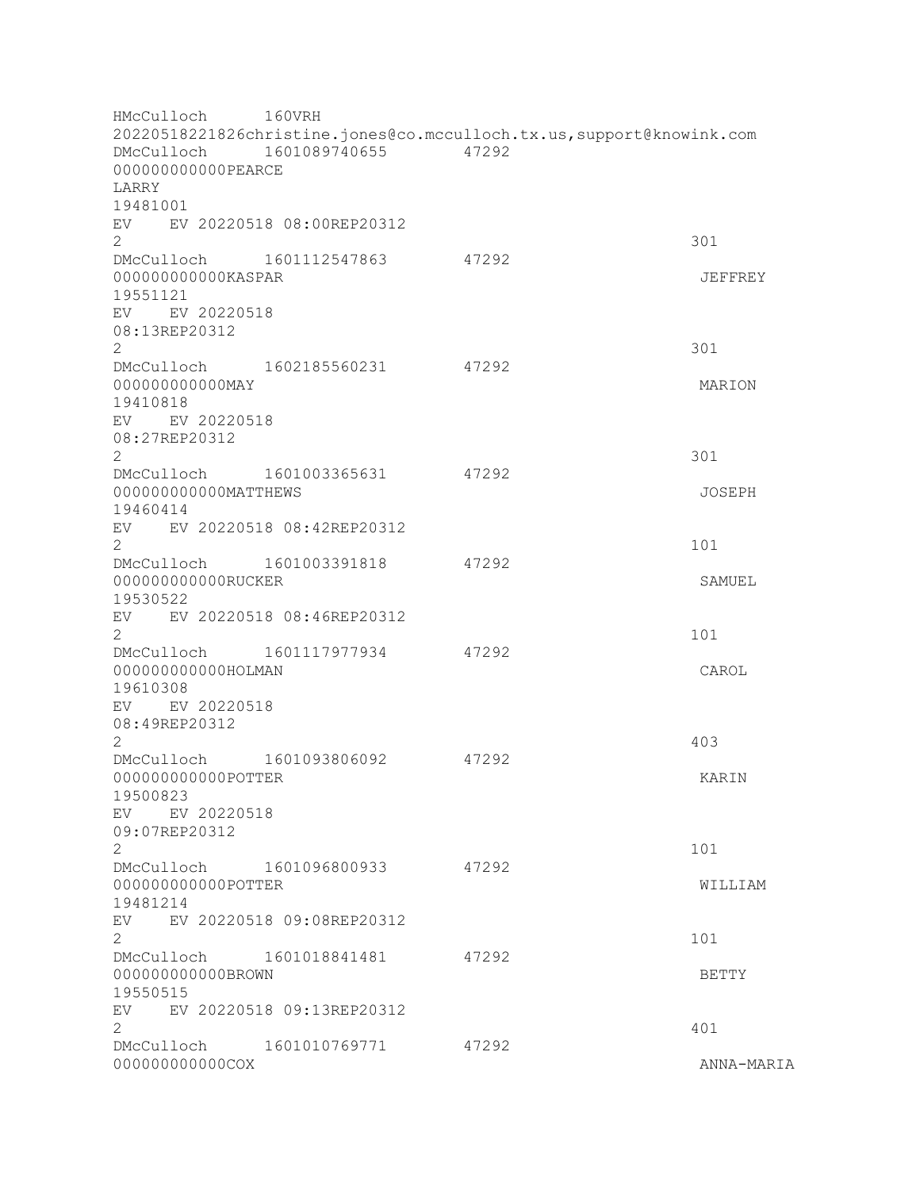```
HMcCulloch      160VRH
20220518221826christine.jones@co.mcculloch.tx.us,support@knowink.com
DMcCulloch      1601089740655       47292
000000000000PEARCE
LARRY
19481001
EV    EV 20220518 08:00REP20312
2                                                                 301
DMcCulloch      1601112547863       47292
000000000000KASPAR                                                JEFFREY
19551121
EV    EV 20220518
08:13REP20312
2                                                                 301
DMcCulloch      1602185560231       47292
000000000000MAY                                                   MARION
19410818
EV    EV 20220518
08:27REP20312
2                                                                 301
DMcCulloch      1601003365631       47292
000000000000MATTHEWS                                              JOSEPH
19460414
EV    EV 20220518 08:42REP20312
2                                                                 101
DMcCulloch      1601003391818       47292
000000000000RUCKER                                                SAMUEL
19530522
EV    EV 20220518 08:46REP20312
2                                                                 101
DMcCulloch      1601117977934       47292
000000000000HOLMAN                                                CAROL
19610308
EV    EV 20220518
08:49REP20312
2                                                                 403
DMcCulloch      1601093806092       47292
000000000000POTTER                                                KARIN
19500823
EV    EV 20220518
09:07REP20312
2                                                                 101
DMcCulloch      1601096800933       47292
000000000000POTTER                                                WILLIAM
19481214
EV    EV 20220518 09:08REP20312
2                                                                 101
DMcCulloch      1601018841481       47292
000000000000BROWN                                                 BETTY
19550515
EV    EV 20220518 09:13REP20312
2                                                                 401
DMcCulloch      1601010769771       47292
000000000000COX                                                   ANNA-MARIA
```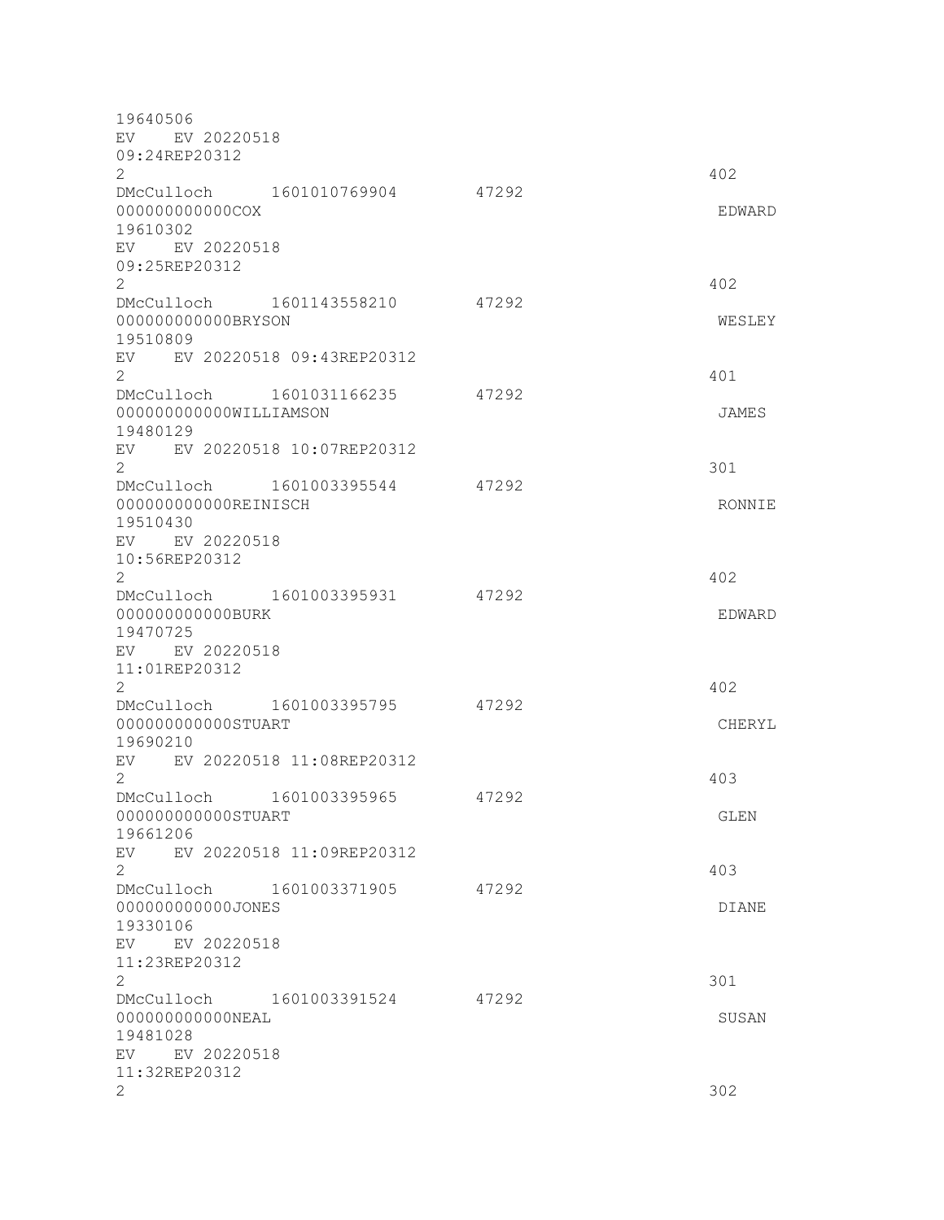```
19640506
EV    EV 20220518
09:24REP20312
2                                                                402
DMcCulloch      1601010769904       47292
000000000000COX                                                  EDWARD
19610302
EV    EV 20220518
09:25REP20312
2                                                                402
DMcCulloch      1601143558210       47292
000000000000BRYSON                                               WESLEY
19510809
EV    EV 20220518 09:43REP20312
2                                                                401
DMcCulloch      1601031166235       47292
000000000000WILLIAMSON                                           JAMES
19480129
EV    EV 20220518 10:07REP20312
2                                                                301
DMcCulloch      1601003395544       47292
000000000000REINISCH                                             RONNIE
19510430
EV    EV 20220518
10:56REP20312
2                                                                402
DMcCulloch      1601003395931       47292
000000000000BURK                                                 EDWARD
19470725
EV    EV 20220518
11:01REP20312
2                                                                402
DMcCulloch      1601003395795       47292
000000000000STUART                                               CHERYL
19690210
EV    EV 20220518 11:08REP20312
2                                                                403
DMcCulloch      1601003395965       47292
000000000000STUART                                               GLEN
19661206
EV    EV 20220518 11:09REP20312
2                                                                403
DMcCulloch      1601003371905       47292
000000000000JONES                                                DIANE
19330106
EV    EV 20220518
11:23REP20312
2                                                                301
DMcCulloch      1601003391524       47292
000000000000NEAL                                                 SUSAN
19481028
EV    EV 20220518
11:32REP20312
2                                                                302
```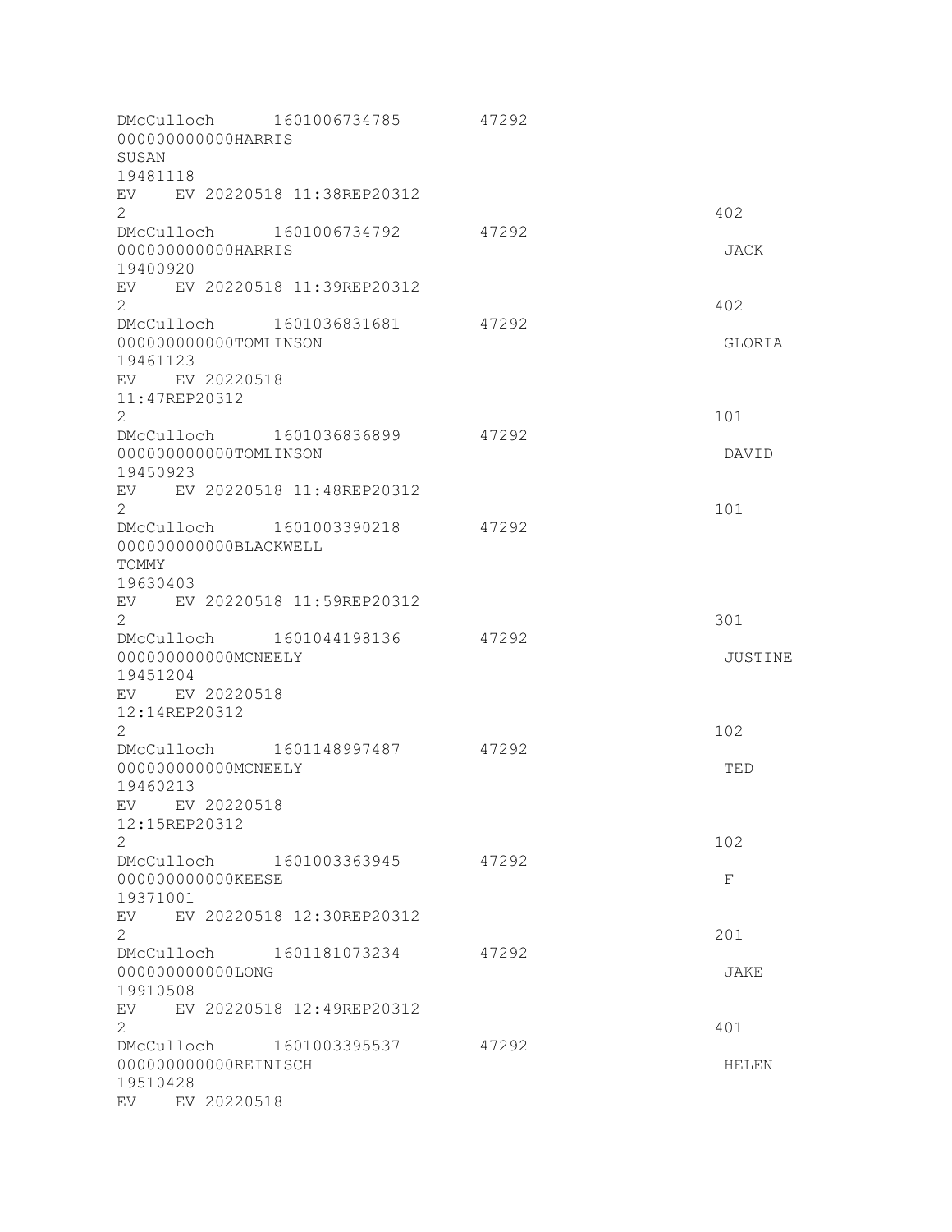```
DMcCulloch      1601006734785       47292
000000000000HARRIS
SUSAN
19481118
EV    EV 20220518 11:38REP20312
2                                                    402
DMcCulloch      1601006734792       47292
000000000000HARRIS                                   JACK
19400920
EV    EV 20220518 11:39REP20312
2                                                    402
DMcCulloch      1601036831681       47292
000000000000TOMLINSON                                GLORIA
19461123
EV    EV 20220518
11:47REP20312
2                                                    101
DMcCulloch      1601036836899       47292
000000000000TOMLINSON                                DAVID
19450923
EV    EV 20220518 11:48REP20312
2                                                    101
DMcCulloch      1601003390218       47292
000000000000BLACKWELL
TOMMY
19630403
EV    EV 20220518 11:59REP20312
2                                                    301
DMcCulloch      1601044198136       47292
000000000000MCNEELY                                  JUSTINE
19451204
EV    EV 20220518
12:14REP20312
2                                                    102
DMcCulloch      1601148997487       47292
000000000000MCNEELY                                  TED
19460213
EV    EV 20220518
12:15REP20312
2                                                    102
DMcCulloch      1601003363945       47292
000000000000KEESE                                    F
19371001
EV    EV 20220518 12:30REP20312
2                                                    201
DMcCulloch      1601181073234       47292
000000000000LONG                                     JAKE
19910508
EV    EV 20220518 12:49REP20312
2                                                    401
DMcCulloch      1601003395537       47292
000000000000REINISCH                                 HELEN
19510428
EV    EV 20220518
```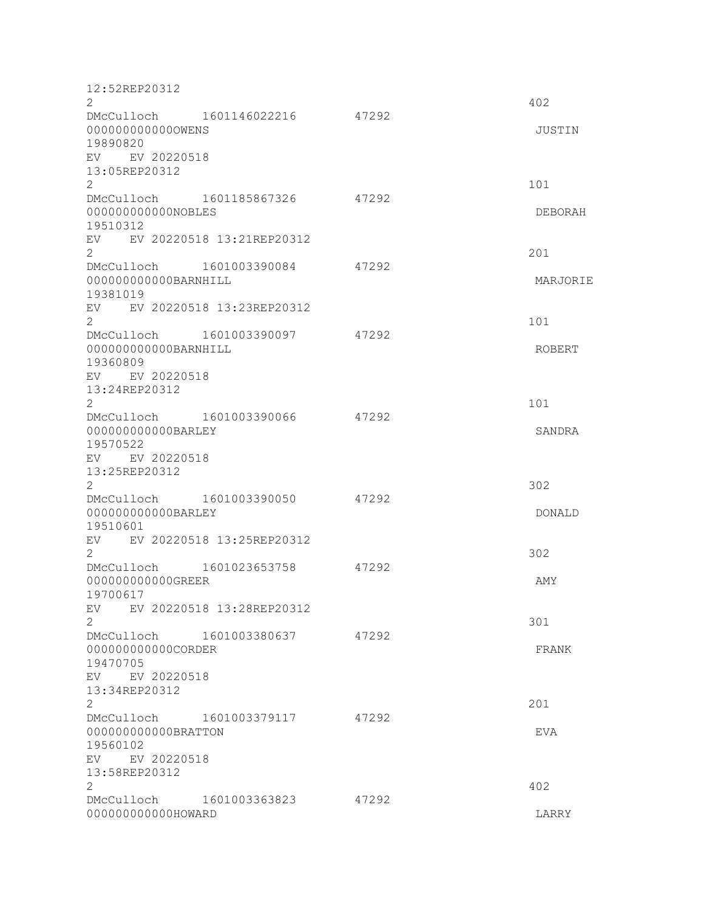```
12:52REP20312
2                                                                   402
DMcCulloch      1601146022216       47292
000000000000OWENS                                                   JUSTIN
19890820
EV    EV 20220518
13:05REP20312
2                                                                   101
DMcCulloch      1601185867326       47292
000000000000NOBLES                                                  DEBORAH
19510312
EV    EV 20220518 13:21REP20312
2                                                                   201
DMcCulloch      1601003390084       47292
000000000000BARNHILL                                                MARJORIE
19381019
EV    EV 20220518 13:23REP20312
2                                                                   101
DMcCulloch      1601003390097       47292
000000000000BARNHILL                                                ROBERT
19360809
EV    EV 20220518
13:24REP20312
2                                                                   101
DMcCulloch      1601003390066       47292
000000000000BARLEY                                                  SANDRA
19570522
EV    EV 20220518
13:25REP20312
2                                                                   302
DMcCulloch      1601003390050       47292
000000000000BARLEY                                                  DONALD
19510601
EV    EV 20220518 13:25REP20312
2                                                                   302
DMcCulloch      1601023653758       47292
000000000000GREER                                                   AMY
19700617
EV    EV 20220518 13:28REP20312
2                                                                   301
DMcCulloch      1601003380637       47292
000000000000CORDER                                                  FRANK
19470705
EV    EV 20220518
13:34REP20312
2                                                                   201
DMcCulloch      1601003379117       47292
000000000000BRATTON                                                 EVA
19560102
EV    EV 20220518
13:58REP20312
2                                                                   402
DMcCulloch      1601003363823       47292
000000000000HOWARD                                                  LARRY
```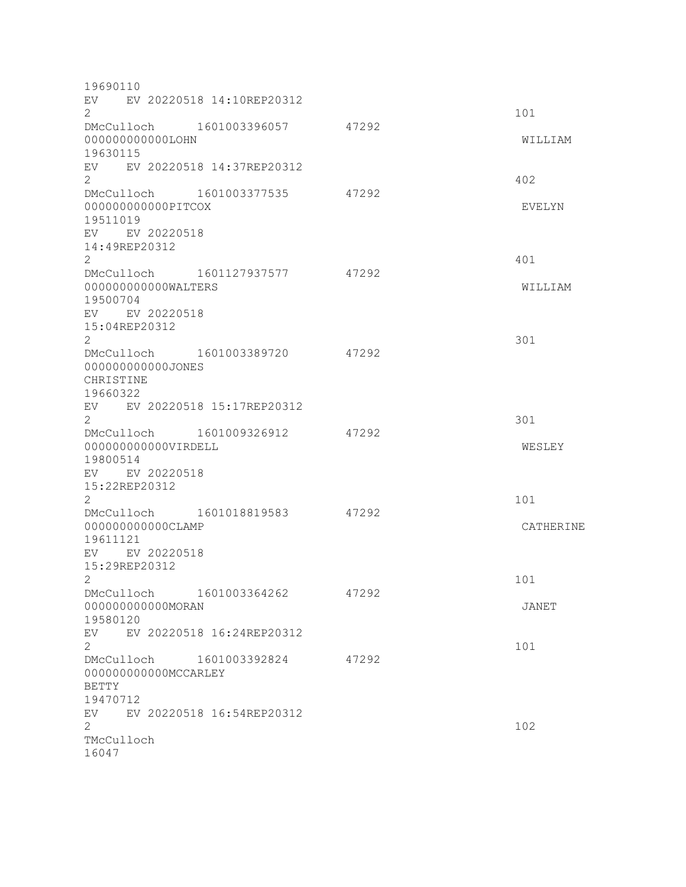```
19690110
EV    EV 20220518 14:10REP20312
2                                                                    101
DMcCulloch      1601003396057        47292
000000000000LOHN                                                      WILLIAM
19630115
EV    EV 20220518 14:37REP20312
2                                                                    402
DMcCulloch      1601003377535        47292
000000000000PITCOX                                                    EVELYN
19511019
EV    EV 20220518
14:49REP20312
2                                                                    401
DMcCulloch      1601127937577        47292
000000000000WALTERS                                                   WILLIAM
19500704
EV    EV 20220518
15:04REP20312
2                                                                    301
DMcCulloch      1601003389720        47292
000000000000JONES
CHRISTINE
19660322
EV    EV 20220518 15:17REP20312
2                                                                    301
DMcCulloch      1601009326912        47292
000000000000VIRDELL                                                   WESLEY
19800514
EV    EV 20220518
15:22REP20312
2                                                                    101
DMcCulloch      1601018819583        47292
000000000000CLAMP                                                     CATHERINE
19611121
EV    EV 20220518
15:29REP20312
2                                                                    101
DMcCulloch      1601003364262        47292
000000000000MORAN                                                     JANET
19580120
EV    EV 20220518 16:24REP20312
2                                                                    101
DMcCulloch      1601003392824        47292
000000000000MCCARLEY
BETTY
19470712
EV    EV 20220518 16:54REP20312
2                                                                    102
TMcCulloch
16047
```